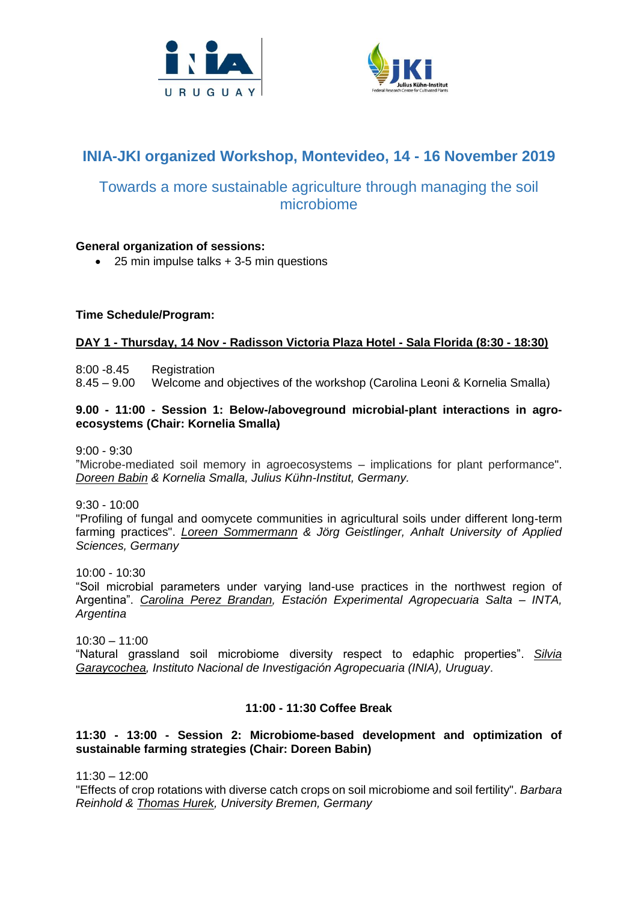# INIA-JKI organized Workshop, Montevideo, 14 - 16 November 2019

## Towards a more sustainable agriculture through managing the soil microbiome

**General organization of sessions:**

- 25 min impulse talks + 3-5 min questions

**Time Schedule/Program:**

**DAY 1 - Thursday, 14 Nov - Radisson Victoria Plaza Hotel - Sala Florida (8:30 - 18:30)**

8:00 -8.45 Registration
8.45 – 9.00 Welcome and objectives of the workshop (Carolina Leoni & Kornelia Smalla)

**9.00 - 11:00 - Session 1: Below-/aboveground microbial-plant interactions in agro-ecosystems (Chair: Kornelia Smalla)**

9:00 - 9:30
"Microbe-mediated soil memory in agroecosystems – implications for plant performance". *Doreen Babin & Kornelia Smalla, Julius Kühn-Institut, Germany.*

9:30 - 10:00
"Profiling of fungal and oomycete communities in agricultural soils under different long-term farming practices". *Loreen Sommermann & Jörg Geistlinger, Anhalt University of Applied Sciences, Germany*

10:00 - 10:30
"Soil microbial parameters under varying land-use practices in the northwest region of Argentina". *Carolina Perez Brandan, Estación Experimental Agropecuaria Salta – INTA, Argentina*

10:30 – 11:00
"Natural grassland soil microbiome diversity respect to edaphic properties". *Silvia Garaycochea, Instituto Nacional de Investigación Agropecuaria (INIA), Uruguay*.

**11:00 - 11:30 Coffee Break**

**11:30 - 13:00 - Session 2: Microbiome-based development and optimization of sustainable farming strategies (Chair: Doreen Babin)**

11:30 – 12:00
"Effects of crop rotations with diverse catch crops on soil microbiome and soil fertility". *Barbara Reinhold & Thomas Hurek, University Bremen, Germany*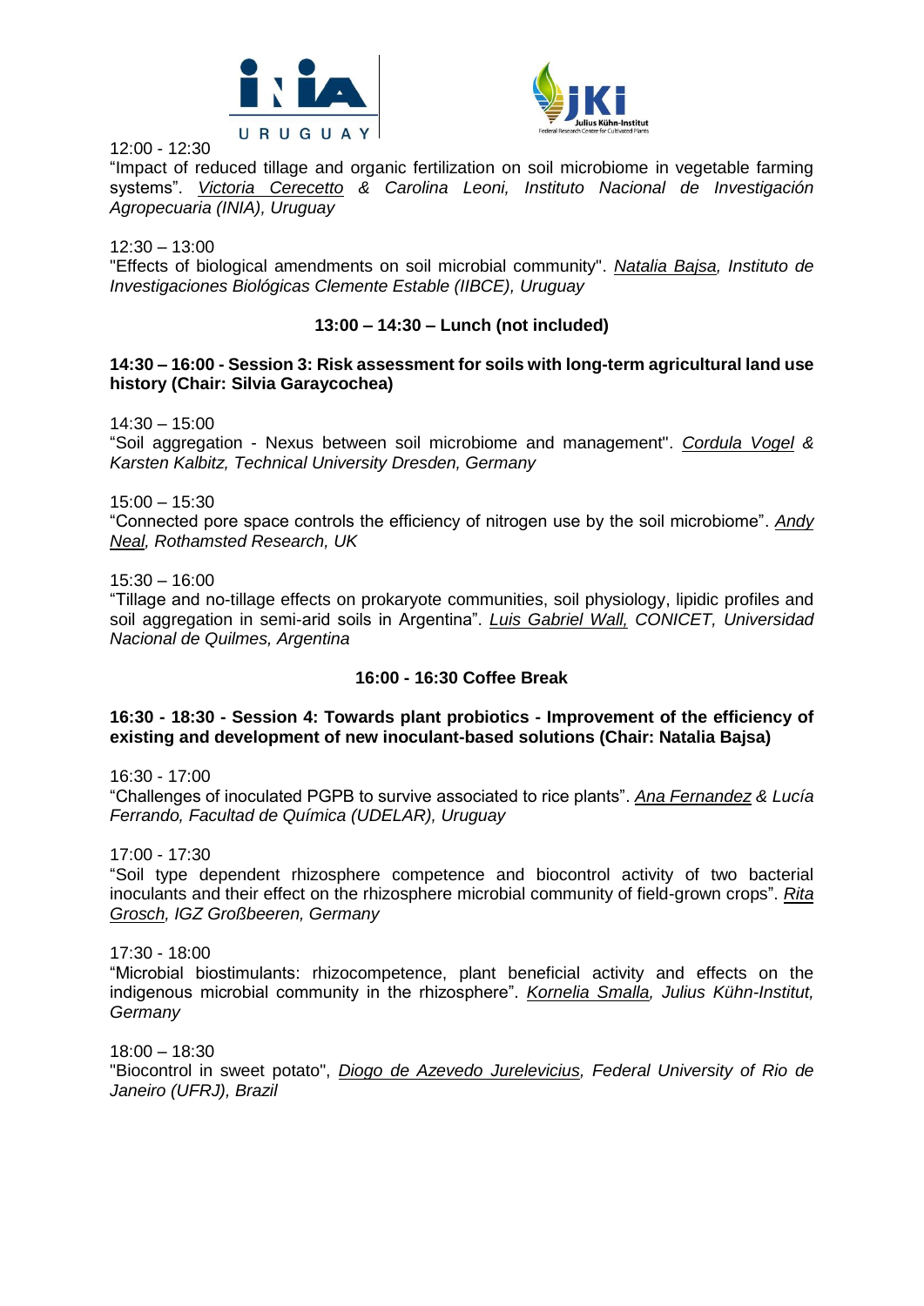12:00 - 12:30
“Impact of reduced tillage and organic fertilization on soil microbiome in vegetable farming systems”. *Victoria Cerecetto & Carolina Leoni, Instituto Nacional de Investigación Agropecuaria (INIA), Uruguay*

12:30 – 13:00
"Effects of biological amendments on soil microbial community". *Natalia Bajsa, Instituto de Investigaciones Biológicas Clemente Estable (IIBCE), Uruguay*

**13:00 – 14:30 – Lunch (not included)**

**14:30 – 16:00 - Session 3: Risk assessment for soils with long-term agricultural land use history (Chair: Silvia Garaycochea)**

14:30 – 15:00
“Soil aggregation - Nexus between soil microbiome and management". *Cordula Vogel & Karsten Kalbitz, Technical University Dresden, Germany*

15:00 – 15:30
“Connected pore space controls the efficiency of nitrogen use by the soil microbiome”. *Andy Neal, Rothamsted Research, UK*

15:30 – 16:00
“Tillage and no-tillage effects on prokaryote communities, soil physiology, lipidic profiles and soil aggregation in semi-arid soils in Argentina”. *Luis Gabriel Wall, CONICET, Universidad Nacional de Quilmes, Argentina*

**16:00 - 16:30 Coffee Break**

**16:30 - 18:30 - Session 4: Towards plant probiotics - Improvement of the efficiency of existing and development of new inoculant-based solutions (Chair: Natalia Bajsa)**

16:30 - 17:00
“Challenges of inoculated PGPB to survive associated to rice plants”. *Ana Fernandez & Lucía Ferrando, Facultad de Química (UDELAR), Uruguay*

17:00 - 17:30
“Soil type dependent rhizosphere competence and biocontrol activity of two bacterial inoculants and their effect on the rhizosphere microbial community of field-grown crops”. *Rita Grosch, IGZ Großbeeren, Germany*

17:30 - 18:00
“Microbial biostimulants: rhizocompetence, plant beneficial activity and effects on the indigenous microbial community in the rhizosphere”. *Kornelia Smalla, Julius Kühn-Institut, Germany*

18:00 – 18:30
"Biocontrol in sweet potato", *Diogo de Azevedo Jurelevicius, Federal University of Rio de Janeiro (UFRJ), Brazil*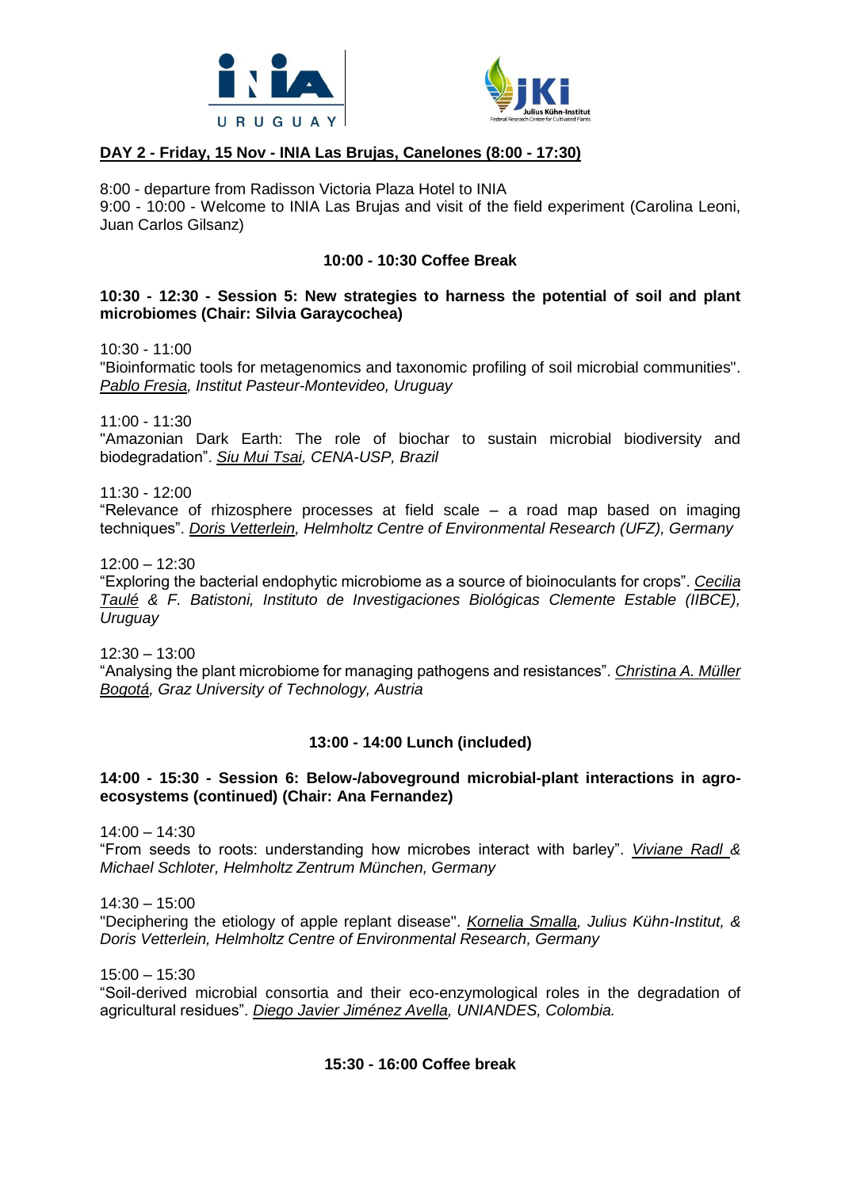## DAY 2 - Friday, 15 Nov - INIA Las Brujas, Canelones (8:00 - 17:30)

8:00 - departure from Radisson Victoria Plaza Hotel to INIA
9:00 - 10:00 - Welcome to INIA Las Brujas and visit of the field experiment (Carolina Leoni, Juan Carlos Gilsanz)

**10:00 - 10:30 Coffee Break**

**10:30 - 12:30 - Session 5: New strategies to harness the potential of soil and plant microbiomes (Chair: Silvia Garaycochea)**

10:30 - 11:00
"Bioinformatic tools for metagenomics and taxonomic profiling of soil microbial communities". *Pablo Fresia, Institut Pasteur-Montevideo, Uruguay*

11:00 - 11:30
"Amazonian Dark Earth: The role of biochar to sustain microbial biodiversity and biodegradation". *Siu Mui Tsai, CENA-USP, Brazil*

11:30 - 12:00
"Relevance of rhizosphere processes at field scale – a road map based on imaging techniques". *Doris Vetterlein, Helmholtz Centre of Environmental Research (UFZ), Germany*

12:00 – 12:30
"Exploring the bacterial endophytic microbiome as a source of bioinoculants for crops". *Cecilia Taulé & F. Batistoni, Instituto de Investigaciones Biológicas Clemente Estable (IIBCE), Uruguay*

12:30 – 13:00
"Analysing the plant microbiome for managing pathogens and resistances". *Christina A. Müller Bogotá, Graz University of Technology, Austria*

**13:00 - 14:00 Lunch (included)**

**14:00 - 15:30 - Session 6: Below-/aboveground microbial-plant interactions in agro-ecosystems (continued) (Chair: Ana Fernandez)**

14:00 – 14:30
"From seeds to roots: understanding how microbes interact with barley". *Viviane Radl & Michael Schloter, Helmholtz Zentrum München, Germany*

14:30 – 15:00
"Deciphering the etiology of apple replant disease". *Kornelia Smalla, Julius Kühn-Institut, & Doris Vetterlein, Helmholtz Centre of Environmental Research, Germany*

15:00 – 15:30
"Soil-derived microbial consortia and their eco-enzymological roles in the degradation of agricultural residues". *Diego Javier Jiménez Avella, UNIANDES, Colombia.*

**15:30 - 16:00 Coffee break**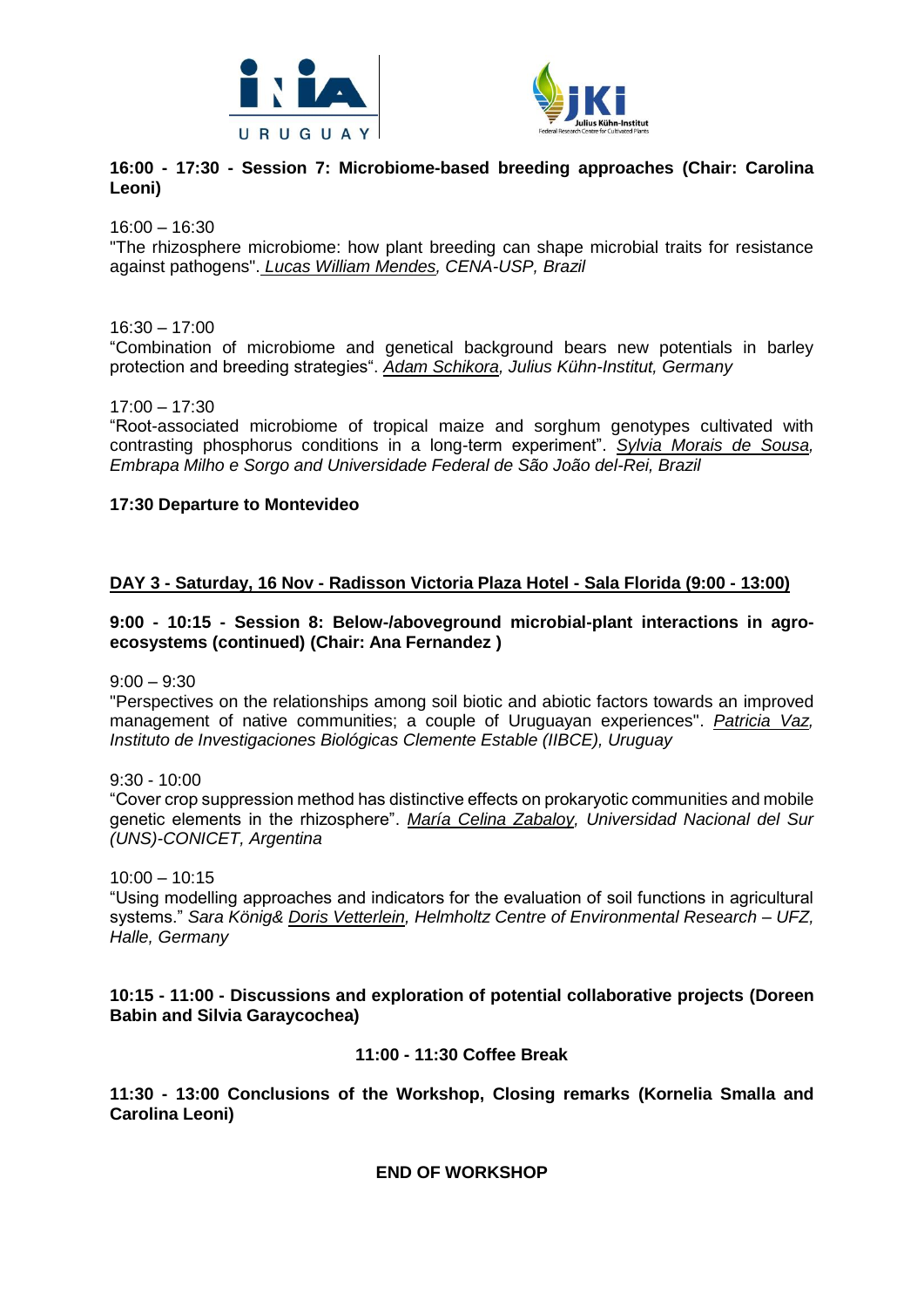**16:00 - 17:30 - Session 7: Microbiome-based breeding approaches (Chair: Carolina Leoni)**

16:00 – 16:30
"The rhizosphere microbiome: how plant breeding can shape microbial traits for resistance against pathogens". *Lucas William Mendes, CENA-USP, Brazil*

16:30 – 17:00
"Combination of microbiome and genetical background bears new potentials in barley protection and breeding strategies". *Adam Schikora, Julius Kühn-Institut, Germany*

17:00 – 17:30
"Root-associated microbiome of tropical maize and sorghum genotypes cultivated with contrasting phosphorus conditions in a long-term experiment". *Sylvia Morais de Sousa, Embrapa Milho e Sorgo and Universidade Federal de São João del-Rei, Brazil*

**17:30 Departure to Montevideo**

**DAY 3 - Saturday, 16 Nov - Radisson Victoria Plaza Hotel - Sala Florida (9:00 - 13:00)**

**9:00 - 10:15 - Session 8: Below-/aboveground microbial-plant interactions in agro-ecosystems (continued) (Chair: Ana Fernandez )**

9:00 – 9:30
"Perspectives on the relationships among soil biotic and abiotic factors towards an improved management of native communities; a couple of Uruguayan experiences". *Patricia Vaz, Instituto de Investigaciones Biológicas Clemente Estable (IIBCE), Uruguay*

9:30 - 10:00
"Cover crop suppression method has distinctive effects on prokaryotic communities and mobile genetic elements in the rhizosphere". *María Celina Zabaloy, Universidad Nacional del Sur (UNS)-CONICET, Argentina*

10:00 – 10:15
"Using modelling approaches and indicators for the evaluation of soil functions in agricultural systems." *Sara König& Doris Vetterlein, Helmholtz Centre of Environmental Research – UFZ, Halle, Germany*

**10:15 - 11:00 - Discussions and exploration of potential collaborative projects (Doreen Babin and Silvia Garaycochea)**

**11:00 - 11:30 Coffee Break**

**11:30 - 13:00 Conclusions of the Workshop, Closing remarks (Kornelia Smalla and Carolina Leoni)**

**END OF WORKSHOP**